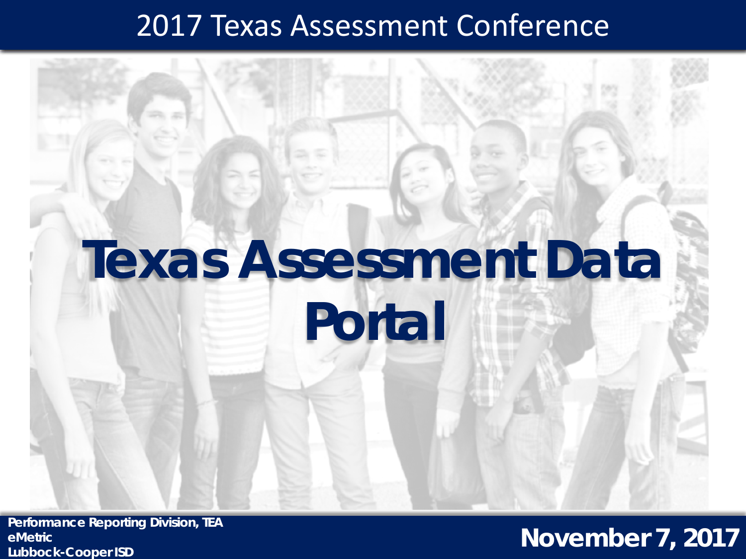2017 Texas Assessment Conference

# Texas Assessment Data Portal

**Performance Reporting Division, TEA**
**eMetric**
**Lubbock-Cooper ISD**

**November 7, 2017**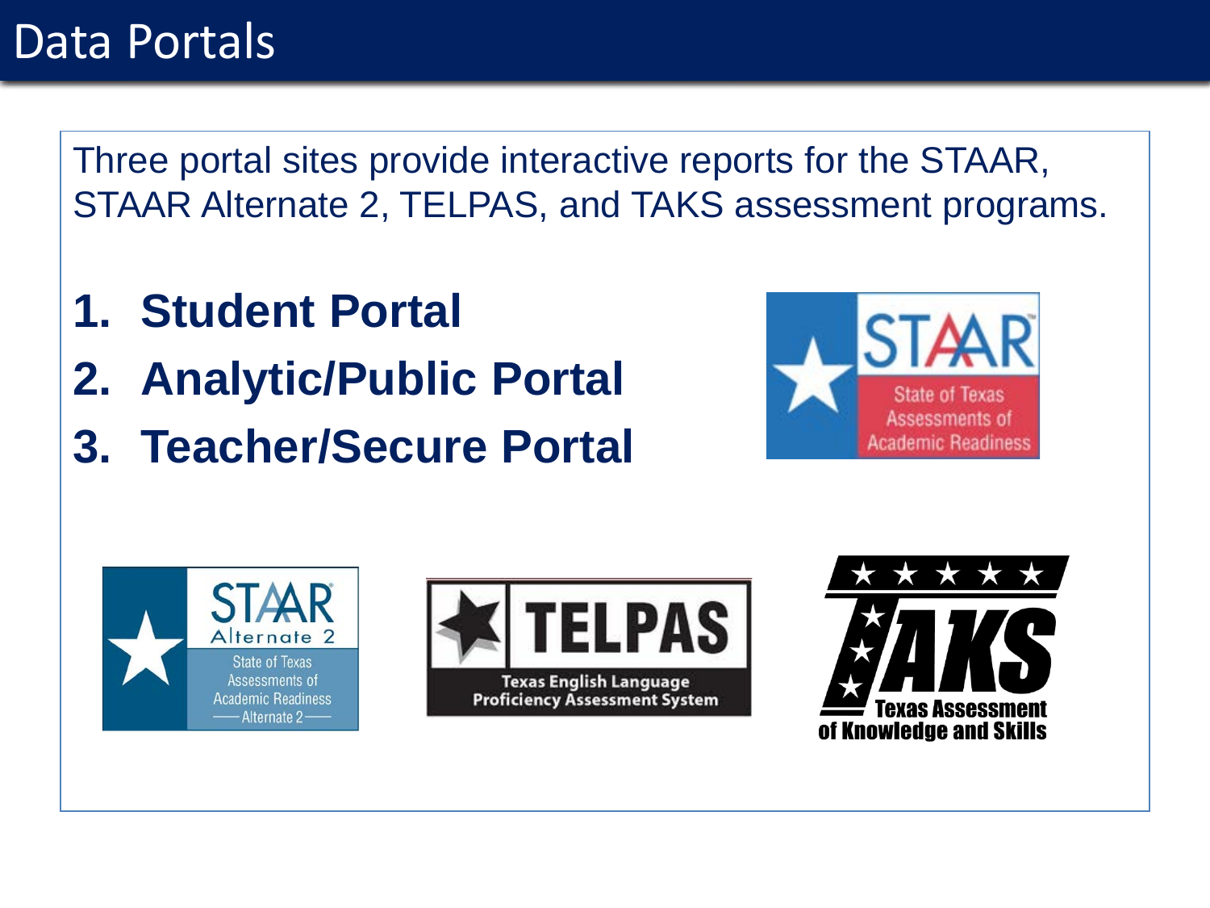# Data Portals

Three portal sites provide interactive reports for the STAAR, STAAR Alternate 2, TELPAS, and TAKS assessment programs.

1. **Student Portal**
2. **Analytic/Public Portal**
3. **Teacher/Secure Portal**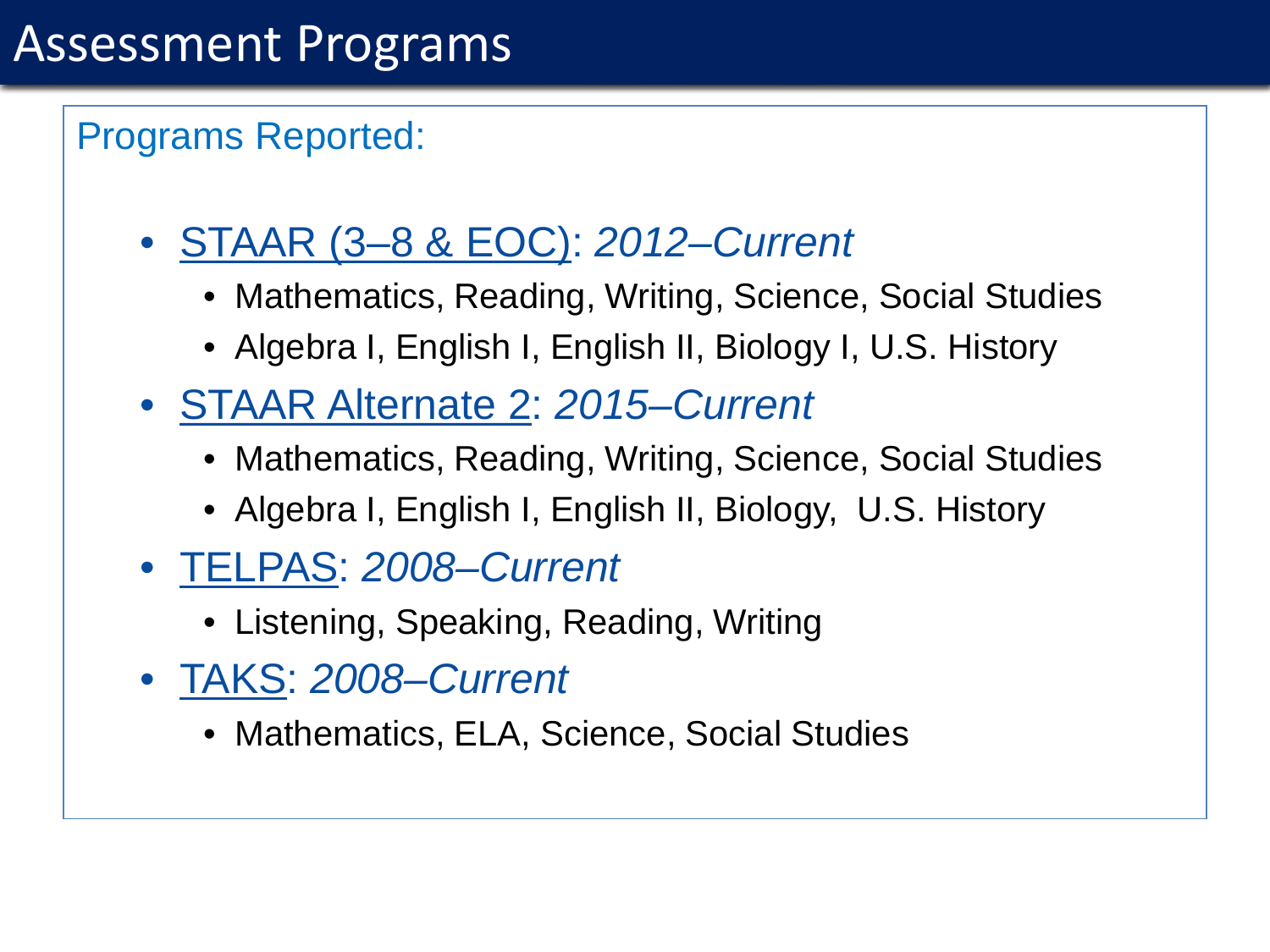# Assessment Programs

Programs Reported:

- STAAR (3–8 & EOC): *2012–Current*
  - Mathematics, Reading, Writing, Science, Social Studies
  - Algebra I, English I, English II, Biology I, U.S. History
- STAAR Alternate 2: *2015–Current*
  - Mathematics, Reading, Writing, Science, Social Studies
  - Algebra I, English I, English II, Biology, U.S. History
- TELPAS: *2008–Current*
  - Listening, Speaking, Reading, Writing
- TAKS: *2008–Current*
  - Mathematics, ELA, Science, Social Studies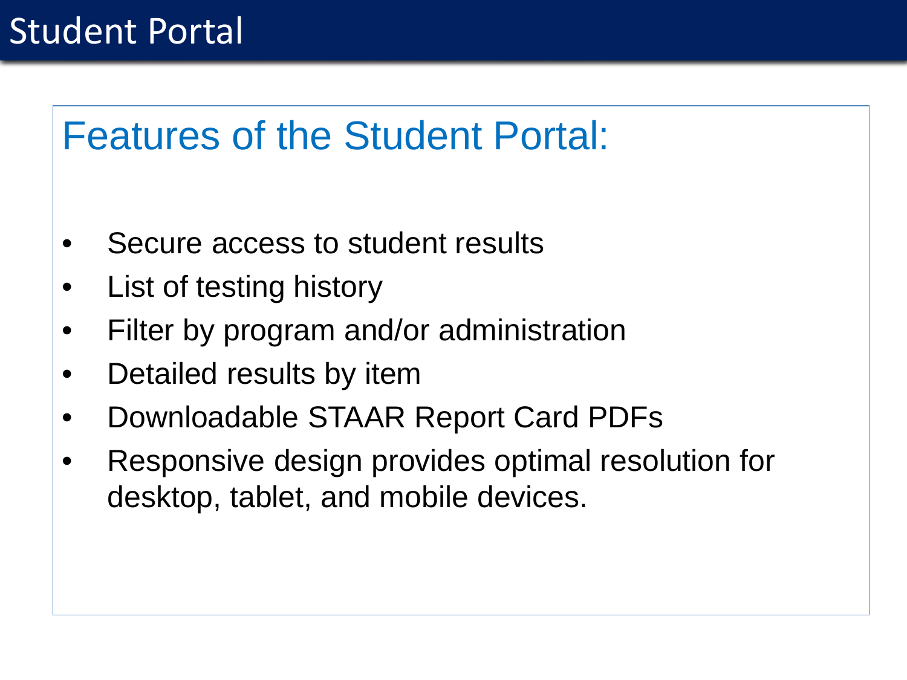# Student Portal

## Features of the Student Portal:

- Secure access to student results
- List of testing history
- Filter by program and/or administration
- Detailed results by item
- Downloadable STAAR Report Card PDFs
- Responsive design provides optimal resolution for desktop, tablet, and mobile devices.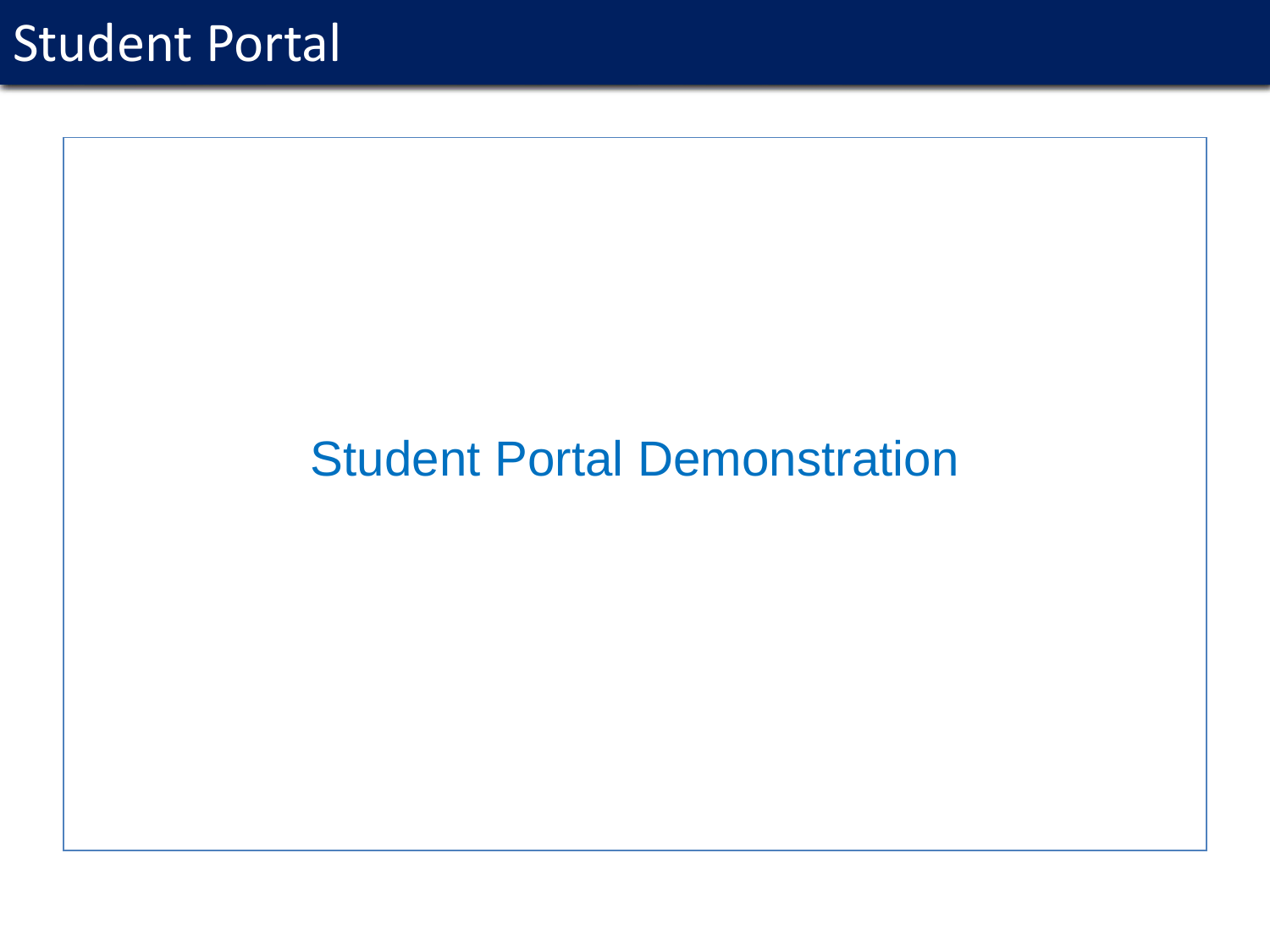# Student Portal

Student Portal Demonstration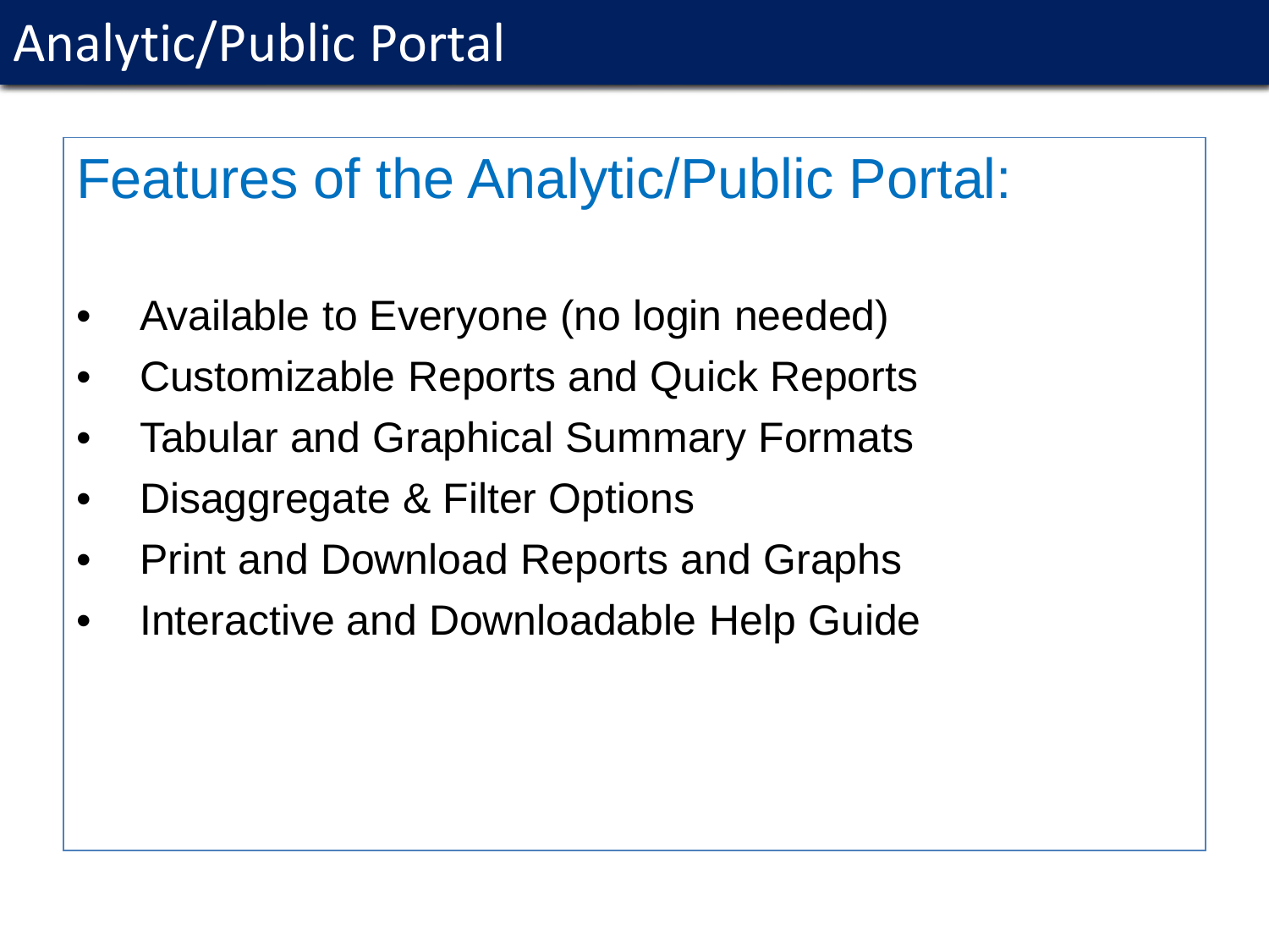# Analytic/Public Portal

## Features of the Analytic/Public Portal:

- Available to Everyone (no login needed)
- Customizable Reports and Quick Reports
- Tabular and Graphical Summary Formats
- Disaggregate & Filter Options
- Print and Download Reports and Graphs
- Interactive and Downloadable Help Guide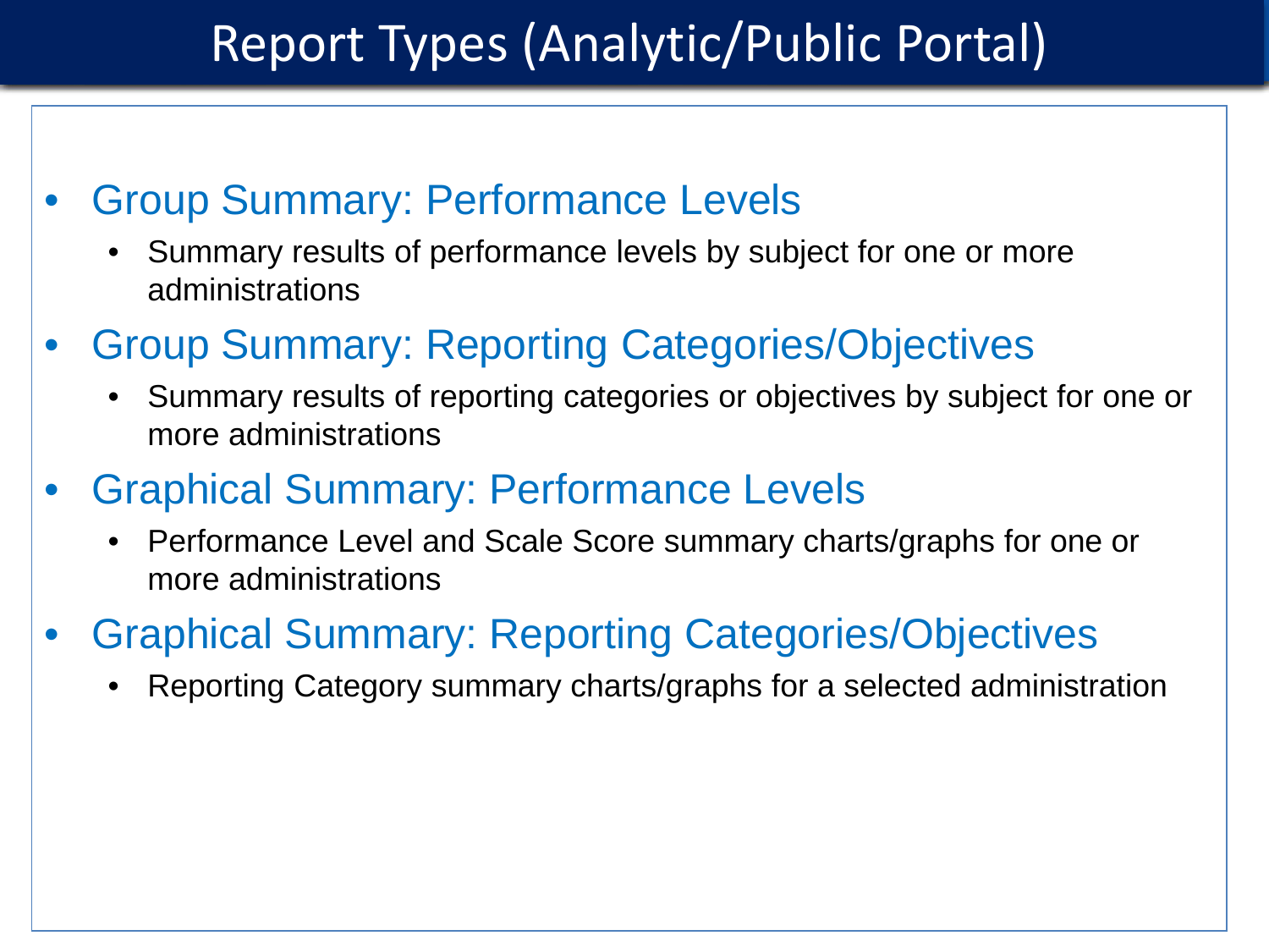# Report Types (Analytic/Public Portal)

- Group Summary: Performance Levels
  - Summary results of performance levels by subject for one or more administrations
- Group Summary: Reporting Categories/Objectives
  - Summary results of reporting categories or objectives by subject for one or more administrations
- Graphical Summary: Performance Levels
  - Performance Level and Scale Score summary charts/graphs for one or more administrations
- Graphical Summary: Reporting Categories/Objectives
  - Reporting Category summary charts/graphs for a selected administration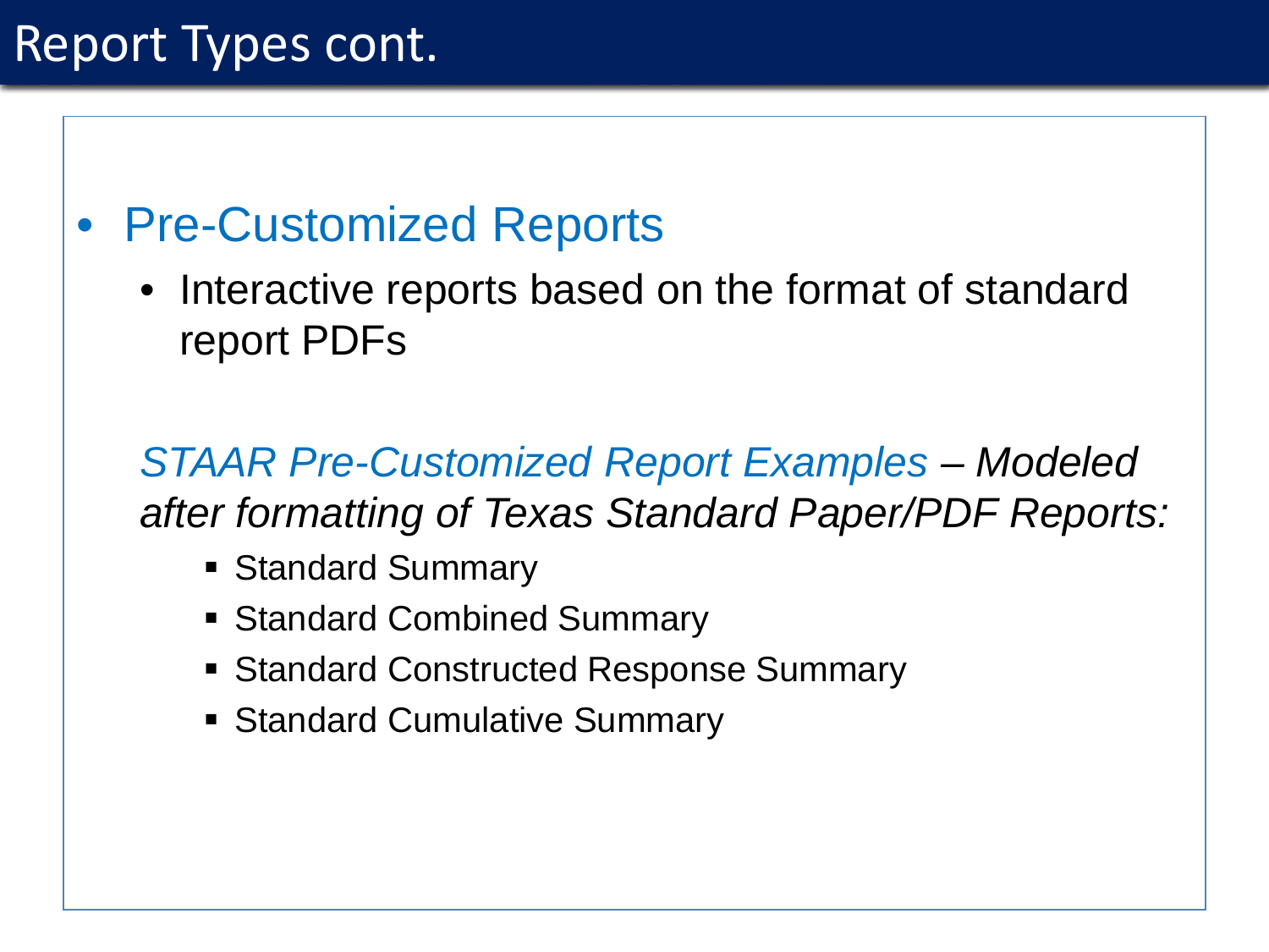# Report Types cont.

- Pre-Customized Reports
  - Interactive reports based on the format of standard report PDFs

*STAAR Pre-Customized Report Examples – Modeled after formatting of Texas Standard Paper/PDF Reports:*

- Standard Summary
- Standard Combined Summary
- Standard Constructed Response Summary
- Standard Cumulative Summary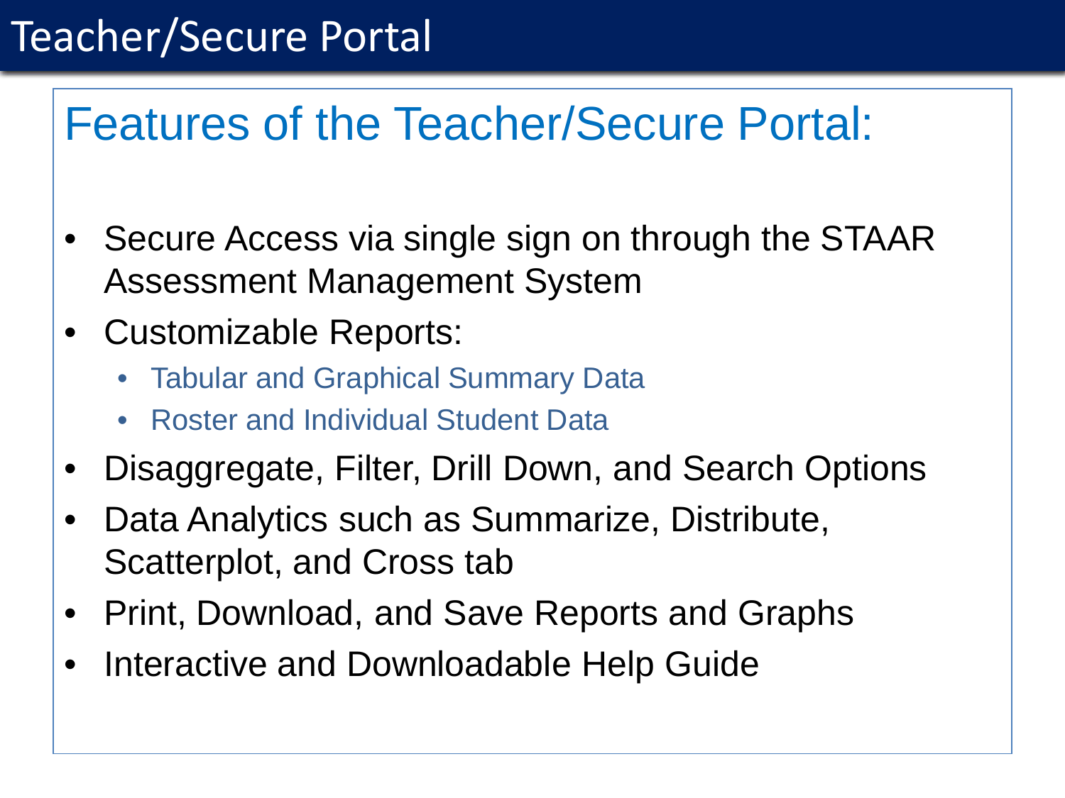# Teacher/Secure Portal

## Features of the Teacher/Secure Portal:

- Secure Access via single sign on through the STAAR Assessment Management System
- Customizable Reports:
  - Tabular and Graphical Summary Data
  - Roster and Individual Student Data
- Disaggregate, Filter, Drill Down, and Search Options
- Data Analytics such as Summarize, Distribute, Scatterplot, and Cross tab
- Print, Download, and Save Reports and Graphs
- Interactive and Downloadable Help Guide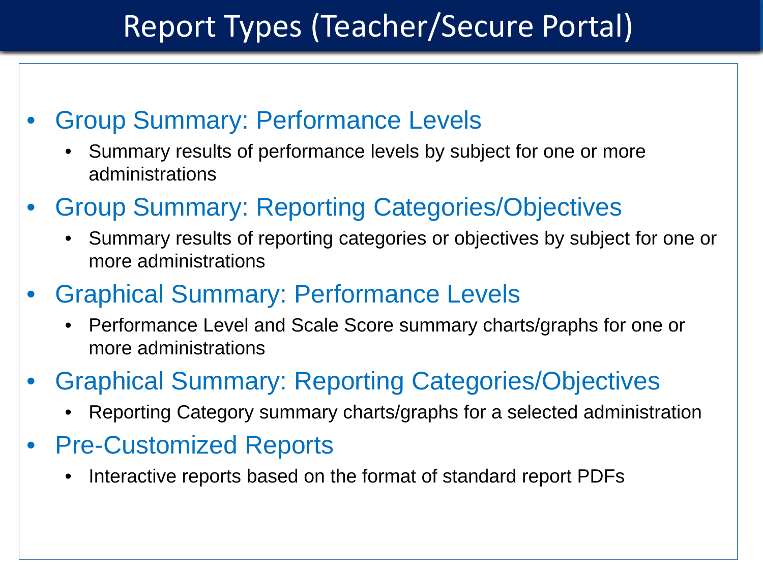# Report Types (Teacher/Secure Portal)

- Group Summary: Performance Levels
  - Summary results of performance levels by subject for one or more administrations
- Group Summary: Reporting Categories/Objectives
  - Summary results of reporting categories or objectives by subject for one or more administrations
- Graphical Summary: Performance Levels
  - Performance Level and Scale Score summary charts/graphs for one or more administrations
- Graphical Summary: Reporting Categories/Objectives
  - Reporting Category summary charts/graphs for a selected administration
- Pre-Customized Reports
  - Interactive reports based on the format of standard report PDFs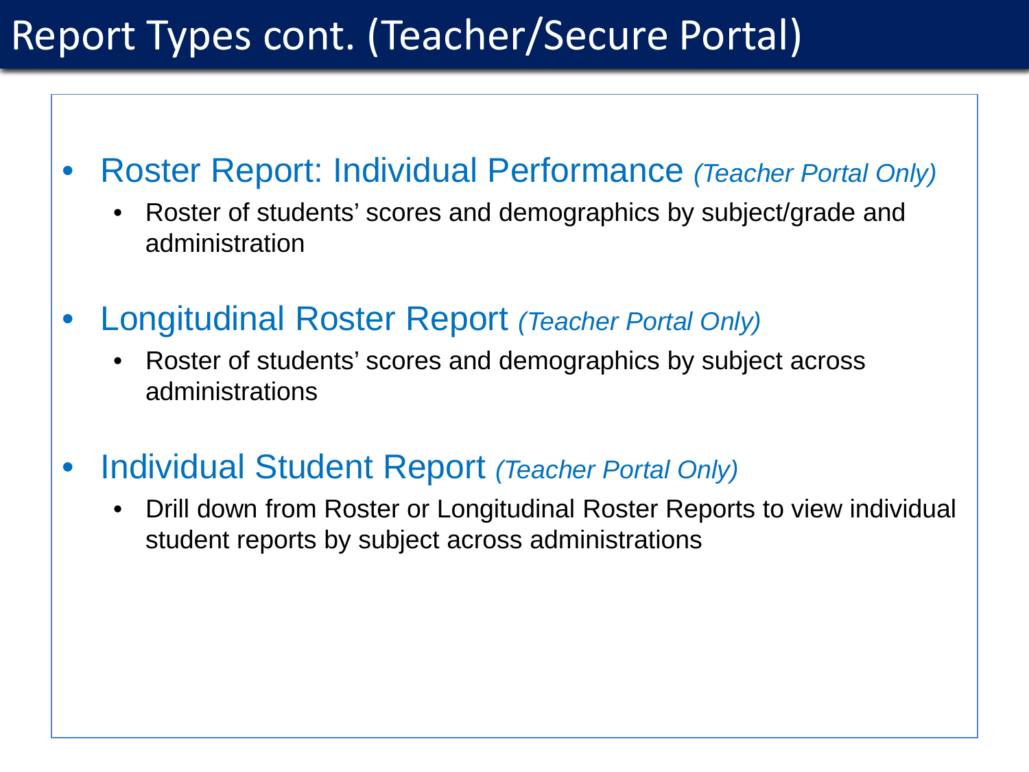# Report Types cont. (Teacher/Secure Portal)

- Roster Report: Individual Performance *(Teacher Portal Only)*
  - Roster of students' scores and demographics by subject/grade and administration
- Longitudinal Roster Report *(Teacher Portal Only)*
  - Roster of students' scores and demographics by subject across administrations
- Individual Student Report *(Teacher Portal Only)*
  - Drill down from Roster or Longitudinal Roster Reports to view individual student reports by subject across administrations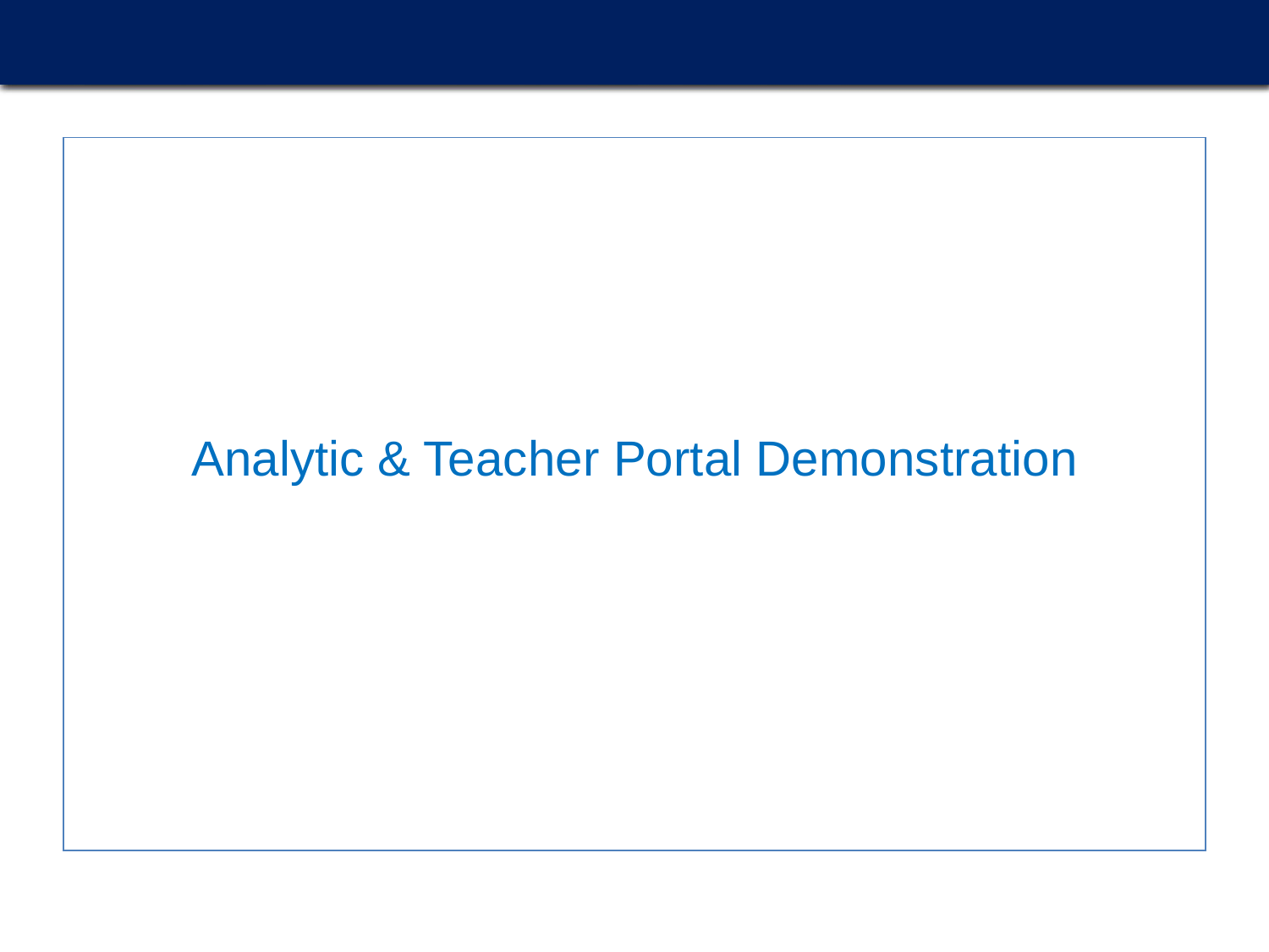Analytic & Teacher Portal Demonstration